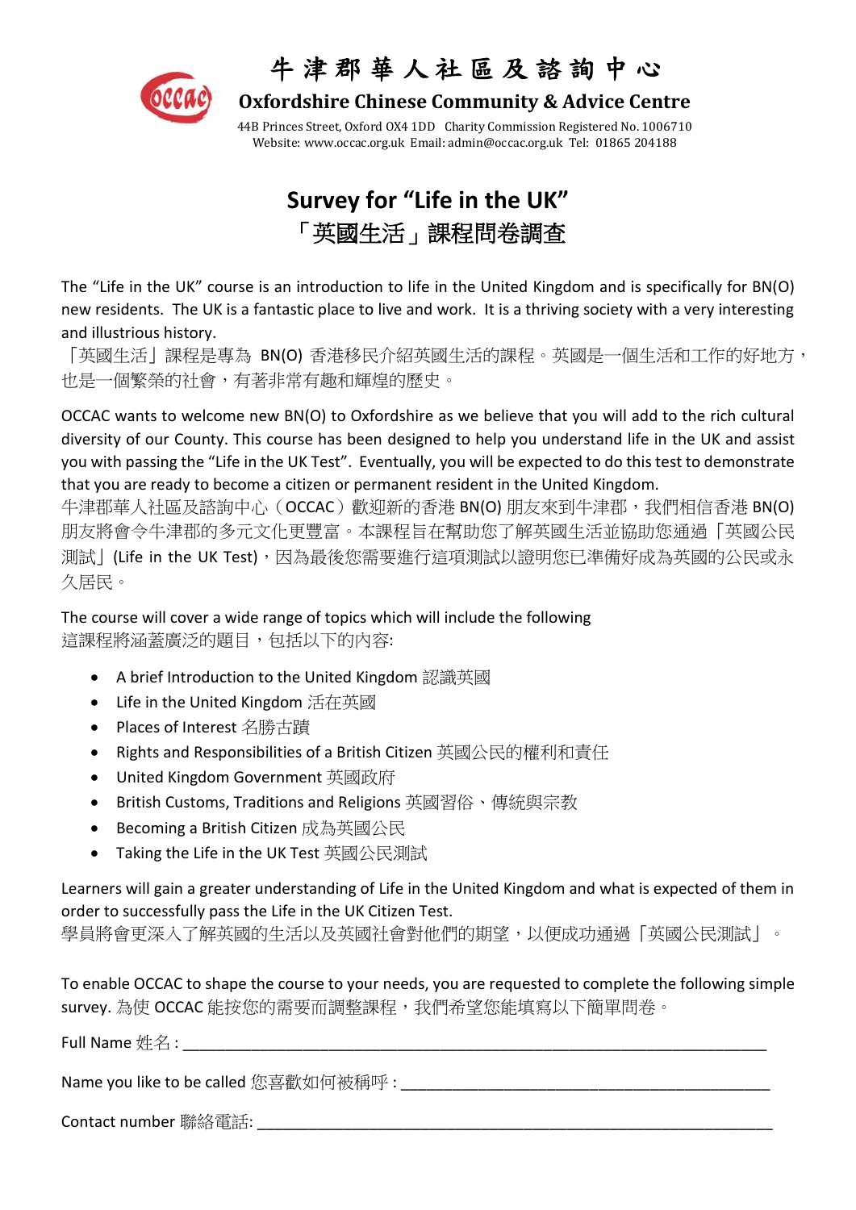# 牛津郡華人社區及諮詢中心

## Oxfordshire Chinese Community & Advice Centre

44B Princes Street, Oxford OX4 1DD Charity Commission Registered No. 1006710
Website: www.occac.org.uk Email: admin@occac.org.uk Tel: 01865 204188

# Survey for "Life in the UK"
# 「英國生活」課程問卷調查

The "Life in the UK" course is an introduction to life in the United Kingdom and is specifically for BN(O) new residents. The UK is a fantastic place to live and work. It is a thriving society with a very interesting and illustrious history.
「英國生活」課程是專為 BN(O) 香港移民介紹英國生活的課程。英國是一個生活和工作的好地方，也是一個繁榮的社會，有著非常有趣和輝煌的歷史。

OCCAC wants to welcome new BN(O) to Oxfordshire as we believe that you will add to the rich cultural diversity of our County. This course has been designed to help you understand life in the UK and assist you with passing the "Life in the UK Test". Eventually, you will be expected to do this test to demonstrate that you are ready to become a citizen or permanent resident in the United Kingdom.
牛津郡華人社區及諮詢中心（OCCAC）歡迎新的香港 BN(O) 朋友來到牛津郡，我們相信香港 BN(O) 朋友將會令牛津郡的多元文化更豐富。本課程旨在幫助您了解英國生活並協助您通過「英國公民測試」(Life in the UK Test)，因為最後您需要進行這項測試以證明您已準備好成為英國的公民或永久居民。

The course will cover a wide range of topics which will include the following
這課程將涵蓋廣泛的題目，包括以下的內容:

- A brief Introduction to the United Kingdom 認識英國
- Life in the United Kingdom 活在英國
- Places of Interest 名勝古蹟
- Rights and Responsibilities of a British Citizen 英國公民的權利和責任
- United Kingdom Government 英國政府
- British Customs, Traditions and Religions 英國習俗、傳統與宗教
- Becoming a British Citizen 成為英國公民
- Taking the Life in the UK Test 英國公民測試

Learners will gain a greater understanding of Life in the United Kingdom and what is expected of them in order to successfully pass the Life in the UK Citizen Test.
學員將會更深入了解英國的生活以及英國社會對他們的期望，以便成功通過「英國公民測試」。

To enable OCCAC to shape the course to your needs, you are requested to complete the following simple survey. 為使 OCCAC 能按您的需要而調整課程，我們希望您能填寫以下簡單問卷。

Full Name 姓名 : ____________________________________________

Name you like to be called 您喜歡如何被稱呼 : ____________________________

Contact number 聯絡電話: ____________________________________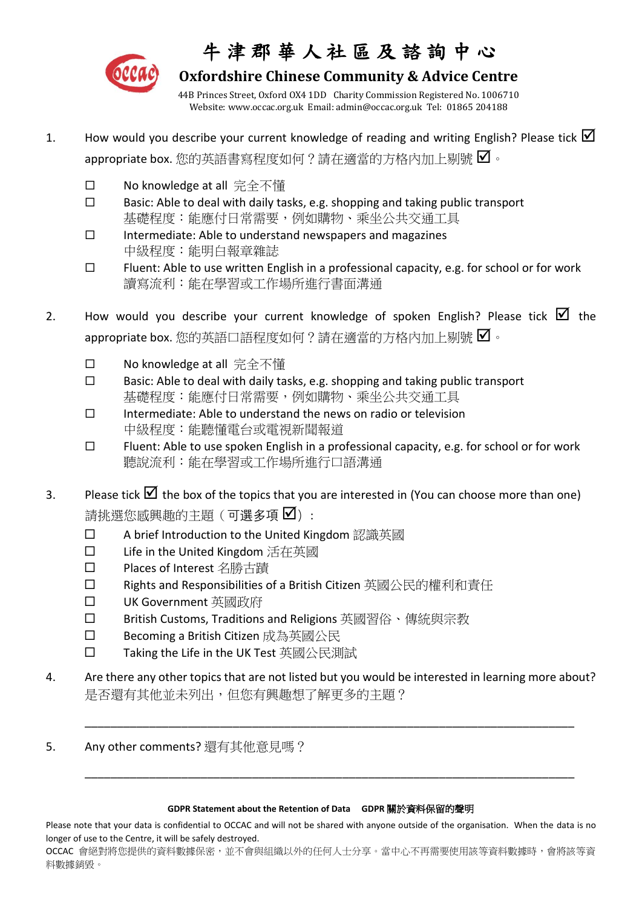# 牛津郡華人社區及諮詢中心

## Oxfordshire Chinese Community & Advice Centre

44B Princes Street, Oxford OX4 1DD  Charity Commission Registered No. 1006710
Website: www.occac.org.uk  Email: admin@occac.org.uk  Tel: 01865 204188

1. How would you describe your current knowledge of reading and writing English? Please tick ☑ appropriate box. 您的英語書寫程度如何？請在適當的方格內加上剔號 ☑。

   - ☐ No knowledge at all 完全不懂
   - ☐ Basic: Able to deal with daily tasks, e.g. shopping and taking public transport
     基礎程度：能應付日常需要，例如購物、乘坐公共交通工具
   - ☐ Intermediate: Able to understand newspapers and magazines
     中級程度：能明白報章雜誌
   - ☐ Fluent: Able to use written English in a professional capacity, e.g. for school or for work
     讀寫流利：能在學習或工作場所進行書面溝通

2. How would you describe your current knowledge of spoken English? Please tick ☑ the appropriate box. 您的英語口語程度如何？請在適當的方格內加上剔號 ☑。

   - ☐ No knowledge at all 完全不懂
   - ☐ Basic: Able to deal with daily tasks, e.g. shopping and taking public transport
     基礎程度：能應付日常需要，例如購物、乘坐公共交通工具
   - ☐ Intermediate: Able to understand the news on radio or television
     中級程度：能聽懂電台或電視新聞報道
   - ☐ Fluent: Able to use spoken English in a professional capacity, e.g. for school or for work
     聽說流利：能在學習或工作場所進行口語溝通

3. Please tick ☑ the box of the topics that you are interested in (You can choose more than one)
   請挑選您感興趣的主題（可選多項 ☑）：

   - ☐ A brief Introduction to the United Kingdom 認識英國
   - ☐ Life in the United Kingdom 活在英國
   - ☐ Places of Interest 名勝古蹟
   - ☐ Rights and Responsibilities of a British Citizen 英國公民的權利和責任
   - ☐ UK Government 英國政府
   - ☐ British Customs, Traditions and Religions 英國習俗、傳統與宗教
   - ☐ Becoming a British Citizen 成為英國公民
   - ☐ Taking the Life in the UK Test 英國公民測試

4. Are there any other topics that are not listed but you would be interested in learning more about?
   是否還有其他並未列出，但您有興趣想了解更多的主題？

   \_\_\_\_\_\_\_\_\_\_\_\_\_\_\_\_\_\_\_\_\_\_\_\_\_\_\_\_\_\_\_\_\_\_\_\_\_\_\_\_\_\_\_\_\_\_\_\_\_\_\_\_\_\_\_\_\_\_\_\_\_\_\_\_\_\_\_\_

5. Any other comments? 還有其他意見嗎？

   \_\_\_\_\_\_\_\_\_\_\_\_\_\_\_\_\_\_\_\_\_\_\_\_\_\_\_\_\_\_\_\_\_\_\_\_\_\_\_\_\_\_\_\_\_\_\_\_\_\_\_\_\_\_\_\_\_\_\_\_\_\_\_\_\_\_\_\_

**GDPR Statement about the Retention of Data  GDPR 關於資料保留的聲明**

Please note that your data is confidential to OCCAC and will not be shared with anyone outside of the organisation. When the data is no longer of use to the Centre, it will be safely destroyed.
OCCAC 會絕對將您提供的資料數據保密，並不會與組織以外的任何人士分享。當中心不再需要使用該等資料數據時，會將該等資料數據銷毀。